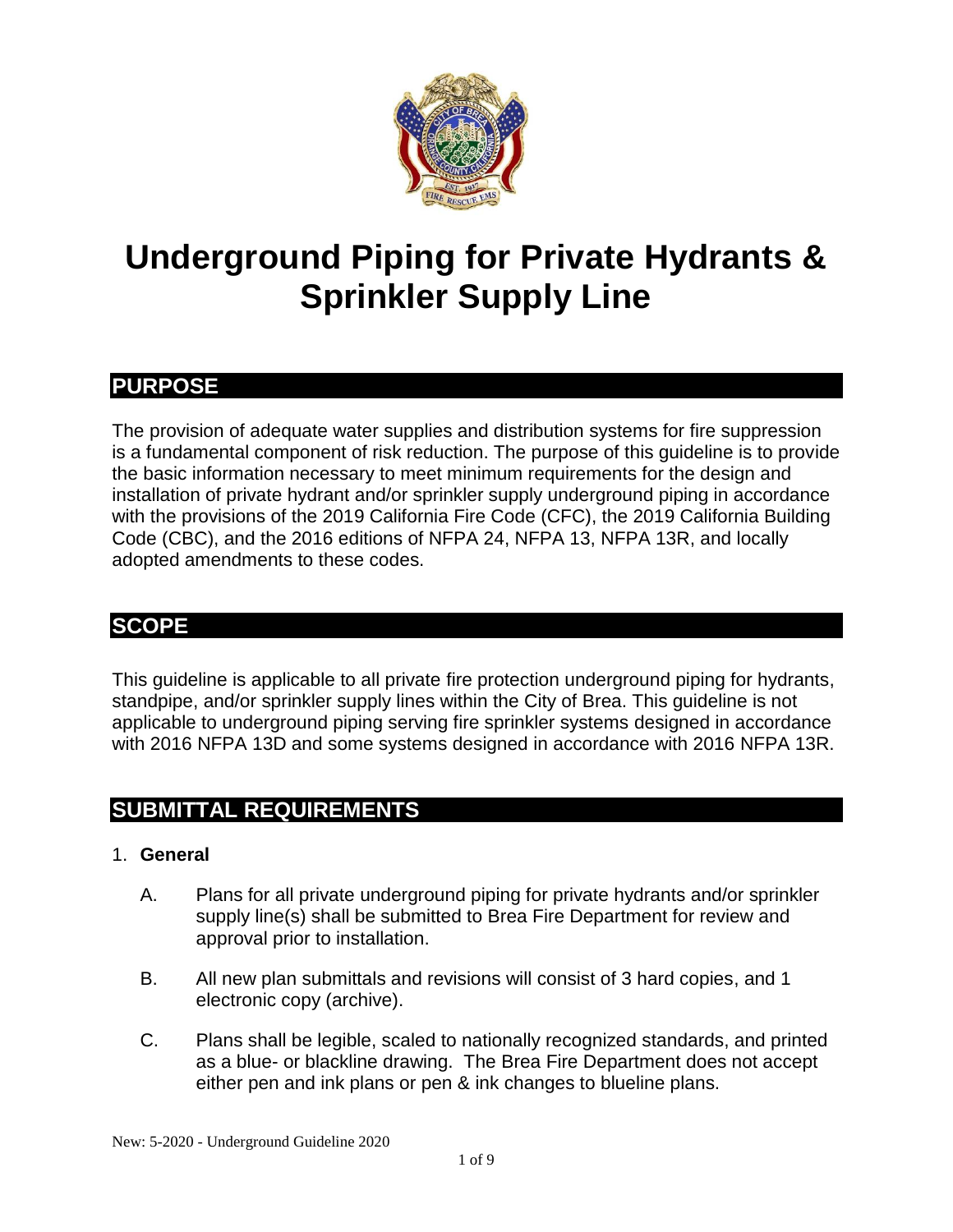# Underground Piping for Private Hydrants & Sprinkler Supply Line

## PURPOSE

The provision of adequate water supplies and distribution systems for fire suppression is a fundamental component of risk reduction. The purpose of this guideline is to provide the basic information necessary to meet minimum requirements for the design and installation of private hydrant and/or sprinkler supply underground piping in accordance with the provisions of the 2019 California Fire Code (CFC), the 2019 California Building Code (CBC), and the 2016 editions of NFPA 24, NFPA 13, NFPA 13R, and locally adopted amendments to these codes.

## SCOPE

This guideline is applicable to all private fire protection underground piping for hydrants, standpipe, and/or sprinkler supply lines within the City of Brea. This guideline is not applicable to underground piping serving fire sprinkler systems designed in accordance with 2016 NFPA 13D and some systems designed in accordance with 2016 NFPA 13R.

## SUBMITTAL REQUIREMENTS

1. **General**

   A. Plans for all private underground piping for private hydrants and/or sprinkler supply line(s) shall be submitted to Brea Fire Department for review and approval prior to installation.

   B. All new plan submittals and revisions will consist of 3 hard copies, and 1 electronic copy (archive).

   C. Plans shall be legible, scaled to nationally recognized standards, and printed as a blue- or blackline drawing. The Brea Fire Department does not accept either pen and ink plans or pen & ink changes to blueline plans.

New: 5-2020 - Underground Guideline 2020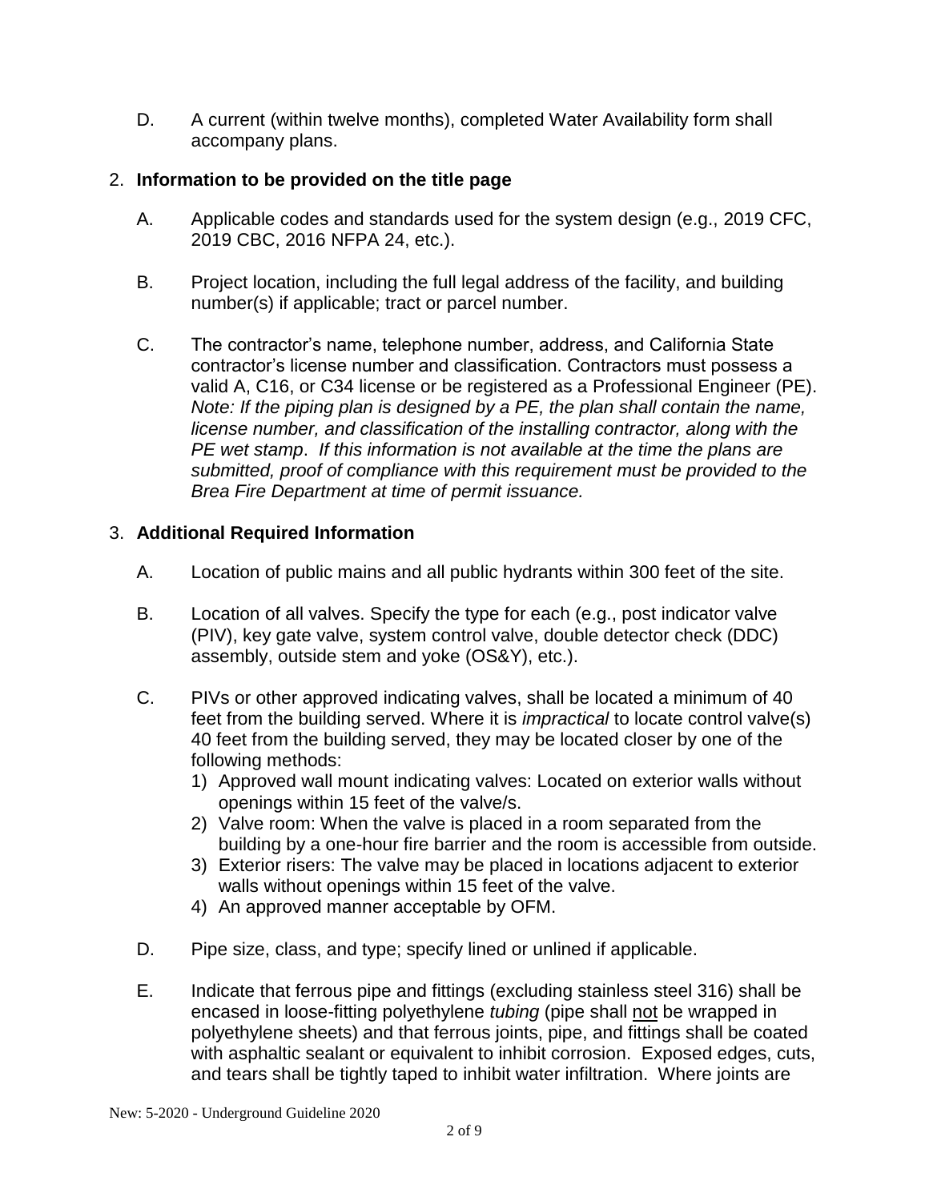D. A current (within twelve months), completed Water Availability form shall accompany plans.

2. **Information to be provided on the title page**

   A. Applicable codes and standards used for the system design (e.g., 2019 CFC, 2019 CBC, 2016 NFPA 24, etc.).

   B. Project location, including the full legal address of the facility, and building number(s) if applicable; tract or parcel number.

   C. The contractor's name, telephone number, address, and California State contractor's license number and classification. Contractors must possess a valid A, C16, or C34 license or be registered as a Professional Engineer (PE). *Note: If the piping plan is designed by a PE, the plan shall contain the name, license number, and classification of the installing contractor, along with the PE wet stamp. If this information is not available at the time the plans are submitted, proof of compliance with this requirement must be provided to the Brea Fire Department at time of permit issuance.*

3. **Additional Required Information**

   A. Location of public mains and all public hydrants within 300 feet of the site.

   B. Location of all valves. Specify the type for each (e.g., post indicator valve (PIV), key gate valve, system control valve, double detector check (DDC) assembly, outside stem and yoke (OS&Y), etc.).

   C. PIVs or other approved indicating valves, shall be located a minimum of 40 feet from the building served. Where it is *impractical* to locate control valve(s) 40 feet from the building served, they may be located closer by one of the following methods:
      1) Approved wall mount indicating valves: Located on exterior walls without openings within 15 feet of the valve/s.
      2) Valve room: When the valve is placed in a room separated from the building by a one-hour fire barrier and the room is accessible from outside.
      3) Exterior risers: The valve may be placed in locations adjacent to exterior walls without openings within 15 feet of the valve.
      4) An approved manner acceptable by OFM.

   D. Pipe size, class, and type; specify lined or unlined if applicable.

   E. Indicate that ferrous pipe and fittings (excluding stainless steel 316) shall be encased in loose-fitting polyethylene *tubing* (pipe shall <u>not</u> be wrapped in polyethylene sheets) and that ferrous joints, pipe, and fittings shall be coated with asphaltic sealant or equivalent to inhibit corrosion. Exposed edges, cuts, and tears shall be tightly taped to inhibit water infiltration. Where joints are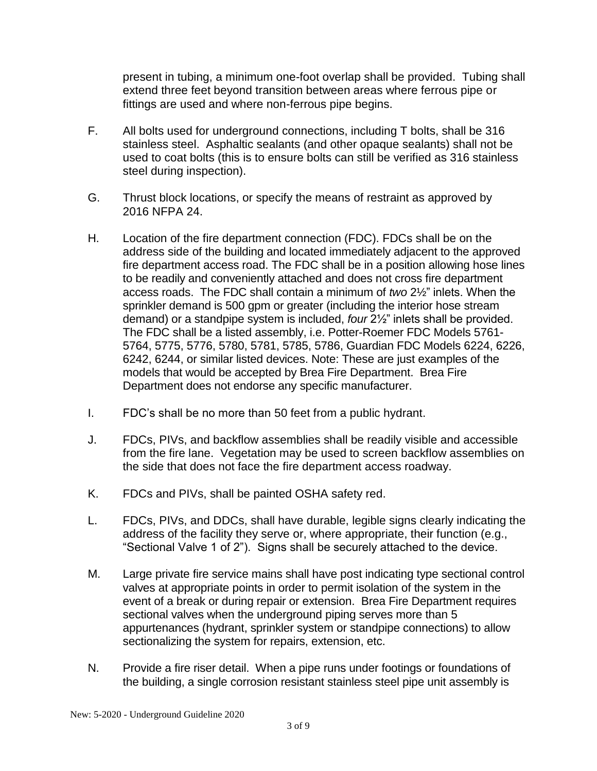present in tubing, a minimum one-foot overlap shall be provided. Tubing shall extend three feet beyond transition between areas where ferrous pipe or fittings are used and where non-ferrous pipe begins.

F. All bolts used for underground connections, including T bolts, shall be 316 stainless steel. Asphaltic sealants (and other opaque sealants) shall not be used to coat bolts (this is to ensure bolts can still be verified as 316 stainless steel during inspection).

G. Thrust block locations, or specify the means of restraint as approved by 2016 NFPA 24.

H. Location of the fire department connection (FDC). FDCs shall be on the address side of the building and located immediately adjacent to the approved fire department access road. The FDC shall be in a position allowing hose lines to be readily and conveniently attached and does not cross fire department access roads. The FDC shall contain a minimum of *two* 2½" inlets. When the sprinkler demand is 500 gpm or greater (including the interior hose stream demand) or a standpipe system is included, *four* 2½" inlets shall be provided. The FDC shall be a listed assembly, i.e. Potter-Roemer FDC Models 5761-5764, 5775, 5776, 5780, 5781, 5785, 5786, Guardian FDC Models 6224, 6226, 6242, 6244, or similar listed devices. Note: These are just examples of the models that would be accepted by Brea Fire Department. Brea Fire Department does not endorse any specific manufacturer.

I. FDC's shall be no more than 50 feet from a public hydrant.

J. FDCs, PIVs, and backflow assemblies shall be readily visible and accessible from the fire lane. Vegetation may be used to screen backflow assemblies on the side that does not face the fire department access roadway.

K. FDCs and PIVs, shall be painted OSHA safety red.

L. FDCs, PIVs, and DDCs, shall have durable, legible signs clearly indicating the address of the facility they serve or, where appropriate, their function (e.g., "Sectional Valve 1 of 2"). Signs shall be securely attached to the device.

M. Large private fire service mains shall have post indicating type sectional control valves at appropriate points in order to permit isolation of the system in the event of a break or during repair or extension. Brea Fire Department requires sectional valves when the underground piping serves more than 5 appurtenances (hydrant, sprinkler system or standpipe connections) to allow sectionalizing the system for repairs, extension, etc.

N. Provide a fire riser detail. When a pipe runs under footings or foundations of the building, a single corrosion resistant stainless steel pipe unit assembly is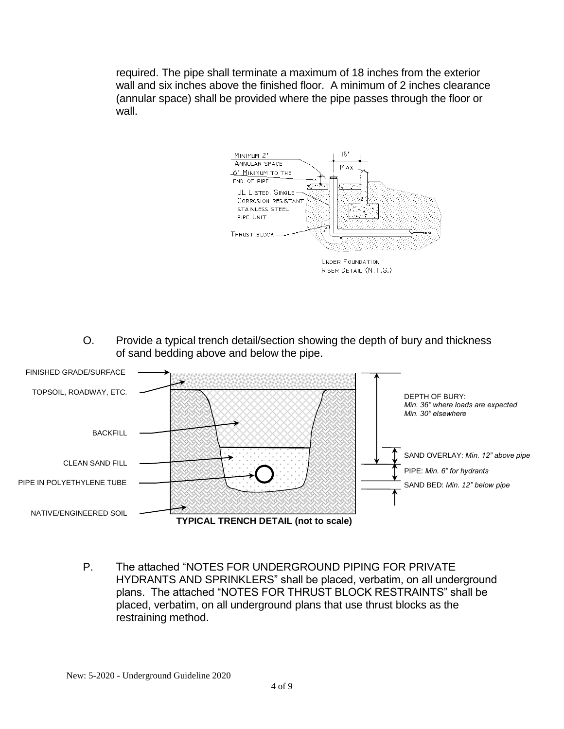required. The pipe shall terminate a maximum of 18 inches from the exterior wall and six inches above the finished floor. A minimum of 2 inches clearance (annular space) shall be provided where the pipe passes through the floor or wall.

O. Provide a typical trench detail/section showing the depth of bury and thickness of sand bedding above and below the pipe.

P. The attached "NOTES FOR UNDERGROUND PIPING FOR PRIVATE HYDRANTS AND SPRINKLERS" shall be placed, verbatim, on all underground plans. The attached "NOTES FOR THRUST BLOCK RESTRAINTS" shall be placed, verbatim, on all underground plans that use thrust blocks as the restraining method.

New: 5-2020 - Underground Guideline 2020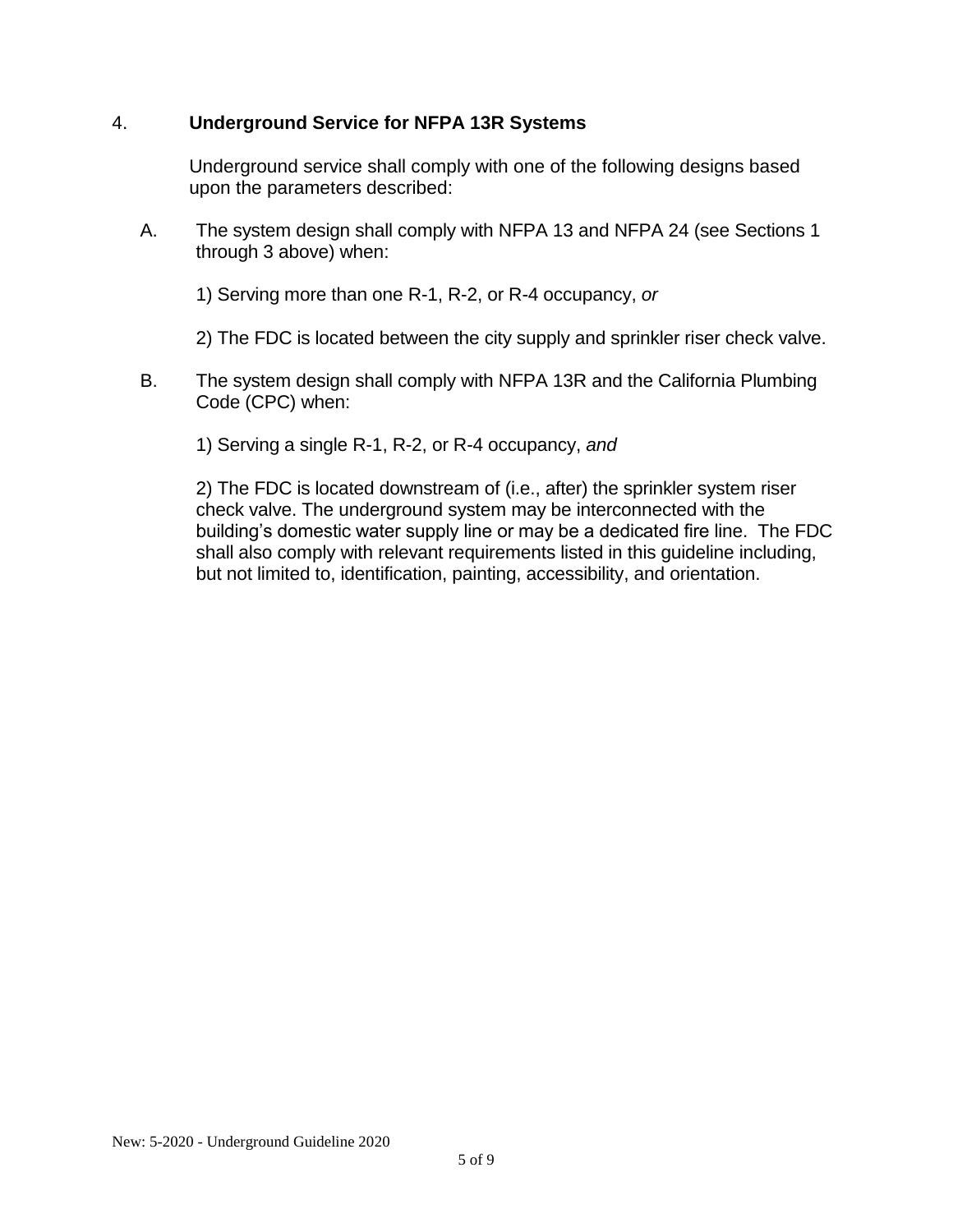## 4. Underground Service for NFPA 13R Systems

Underground service shall comply with one of the following designs based upon the parameters described:

A. The system design shall comply with NFPA 13 and NFPA 24 (see Sections 1 through 3 above) when:

1) Serving more than one R-1, R-2, or R-4 occupancy, *or*

2) The FDC is located between the city supply and sprinkler riser check valve.

B. The system design shall comply with NFPA 13R and the California Plumbing Code (CPC) when:

1) Serving a single R-1, R-2, or R-4 occupancy, *and*

2) The FDC is located downstream of (i.e., after) the sprinkler system riser check valve. The underground system may be interconnected with the building's domestic water supply line or may be a dedicated fire line. The FDC shall also comply with relevant requirements listed in this guideline including, but not limited to, identification, painting, accessibility, and orientation.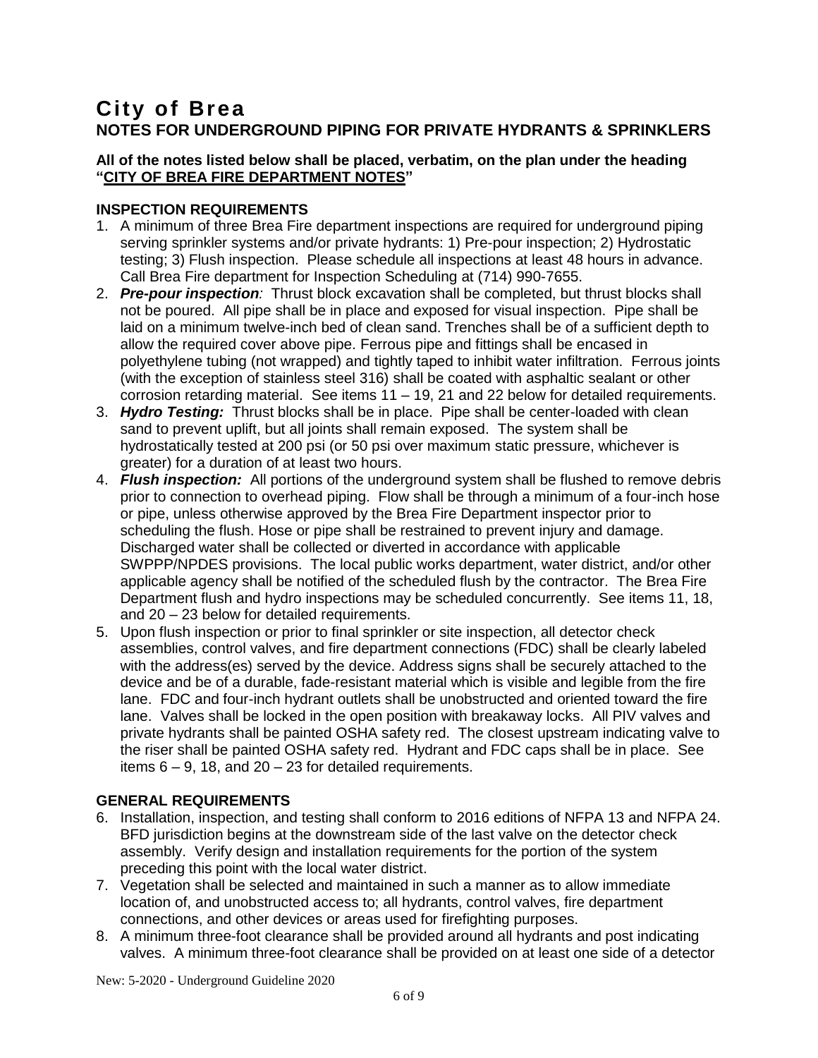# City of Brea

## NOTES FOR UNDERGROUND PIPING FOR PRIVATE HYDRANTS & SPRINKLERS

**All of the notes listed below shall be placed, verbatim, on the plan under the heading "<u>CITY OF BREA FIRE DEPARTMENT NOTES</u>"**

### INSPECTION REQUIREMENTS

1. A minimum of three Brea Fire department inspections are required for underground piping serving sprinkler systems and/or private hydrants: 1) Pre-pour inspection; 2) Hydrostatic testing; 3) Flush inspection. Please schedule all inspections at least 48 hours in advance. Call Brea Fire department for Inspection Scheduling at (714) 990-7655.
2. ***Pre-pour inspection**:* Thrust block excavation shall be completed, but thrust blocks shall not be poured. All pipe shall be in place and exposed for visual inspection. Pipe shall be laid on a minimum twelve-inch bed of clean sand. Trenches shall be of a sufficient depth to allow the required cover above pipe. Ferrous pipe and fittings shall be encased in polyethylene tubing (not wrapped) and tightly taped to inhibit water infiltration. Ferrous joints (with the exception of stainless steel 316) shall be coated with asphaltic sealant or other corrosion retarding material. See items 11 – 19, 21 and 22 below for detailed requirements.
3. ***Hydro Testing:*** Thrust blocks shall be in place. Pipe shall be center-loaded with clean sand to prevent uplift, but all joints shall remain exposed. The system shall be hydrostatically tested at 200 psi (or 50 psi over maximum static pressure, whichever is greater) for a duration of at least two hours.
4. ***Flush inspection:*** All portions of the underground system shall be flushed to remove debris prior to connection to overhead piping. Flow shall be through a minimum of a four-inch hose or pipe, unless otherwise approved by the Brea Fire Department inspector prior to scheduling the flush. Hose or pipe shall be restrained to prevent injury and damage. Discharged water shall be collected or diverted in accordance with applicable SWPPP/NPDES provisions. The local public works department, water district, and/or other applicable agency shall be notified of the scheduled flush by the contractor. The Brea Fire Department flush and hydro inspections may be scheduled concurrently. See items 11, 18, and 20 – 23 below for detailed requirements.
5. Upon flush inspection or prior to final sprinkler or site inspection, all detector check assemblies, control valves, and fire department connections (FDC) shall be clearly labeled with the address(es) served by the device. Address signs shall be securely attached to the device and be of a durable, fade-resistant material which is visible and legible from the fire lane. FDC and four-inch hydrant outlets shall be unobstructed and oriented toward the fire lane. Valves shall be locked in the open position with breakaway locks. All PIV valves and private hydrants shall be painted OSHA safety red. The closest upstream indicating valve to the riser shall be painted OSHA safety red. Hydrant and FDC caps shall be in place. See items 6 – 9, 18, and 20 – 23 for detailed requirements.

### GENERAL REQUIREMENTS

6. Installation, inspection, and testing shall conform to 2016 editions of NFPA 13 and NFPA 24. BFD jurisdiction begins at the downstream side of the last valve on the detector check assembly. Verify design and installation requirements for the portion of the system preceding this point with the local water district.
7. Vegetation shall be selected and maintained in such a manner as to allow immediate location of, and unobstructed access to; all hydrants, control valves, fire department connections, and other devices or areas used for firefighting purposes.
8. A minimum three-foot clearance shall be provided around all hydrants and post indicating valves. A minimum three-foot clearance shall be provided on at least one side of a detector

New: 5-2020 - Underground Guideline 2020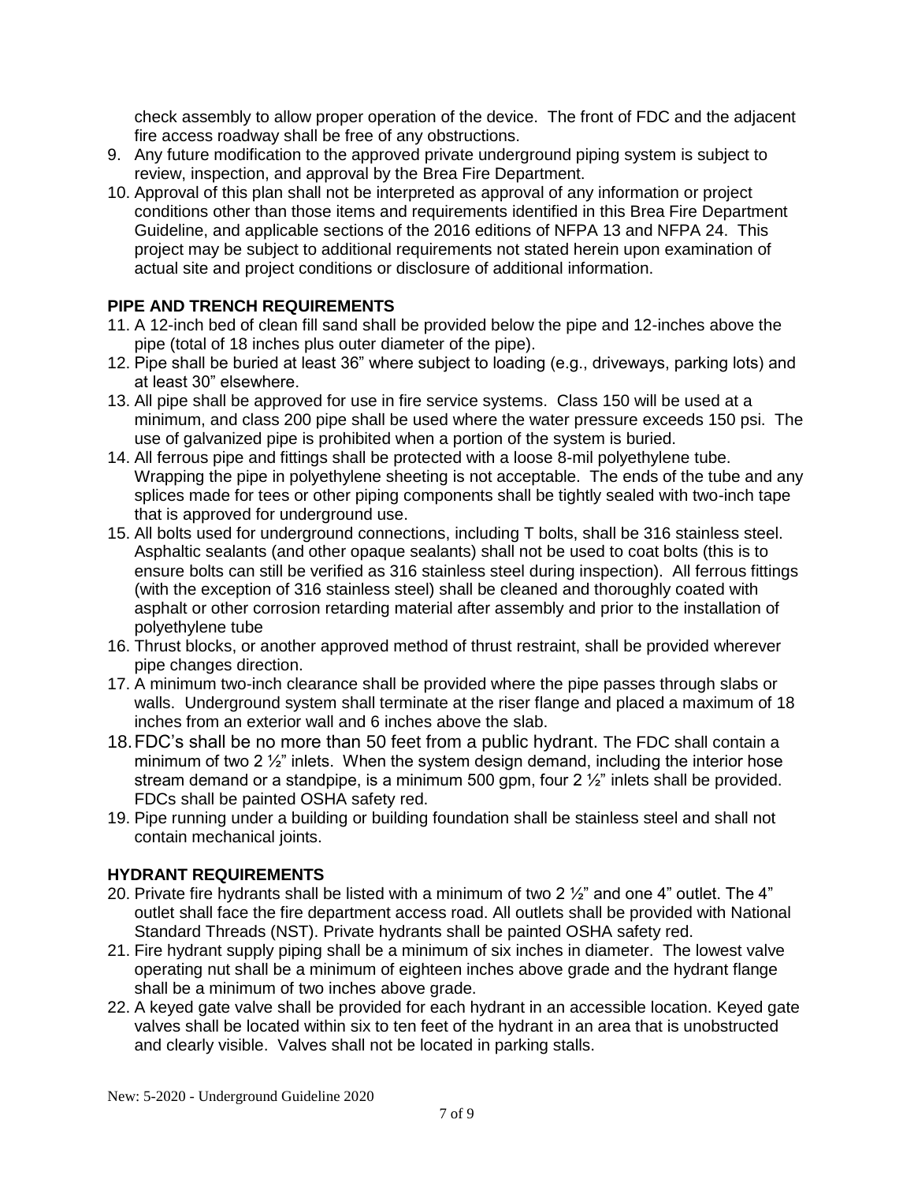check assembly to allow proper operation of the device. The front of FDC and the adjacent fire access roadway shall be free of any obstructions.

9. Any future modification to the approved private underground piping system is subject to review, inspection, and approval by the Brea Fire Department.
10. Approval of this plan shall not be interpreted as approval of any information or project conditions other than those items and requirements identified in this Brea Fire Department Guideline, and applicable sections of the 2016 editions of NFPA 13 and NFPA 24. This project may be subject to additional requirements not stated herein upon examination of actual site and project conditions or disclosure of additional information.

## PIPE AND TRENCH REQUIREMENTS

11. A 12-inch bed of clean fill sand shall be provided below the pipe and 12-inches above the pipe (total of 18 inches plus outer diameter of the pipe).
12. Pipe shall be buried at least 36" where subject to loading (e.g., driveways, parking lots) and at least 30" elsewhere.
13. All pipe shall be approved for use in fire service systems. Class 150 will be used at a minimum, and class 200 pipe shall be used where the water pressure exceeds 150 psi. The use of galvanized pipe is prohibited when a portion of the system is buried.
14. All ferrous pipe and fittings shall be protected with a loose 8-mil polyethylene tube. Wrapping the pipe in polyethylene sheeting is not acceptable. The ends of the tube and any splices made for tees or other piping components shall be tightly sealed with two-inch tape that is approved for underground use.
15. All bolts used for underground connections, including T bolts, shall be 316 stainless steel. Asphaltic sealants (and other opaque sealants) shall not be used to coat bolts (this is to ensure bolts can still be verified as 316 stainless steel during inspection). All ferrous fittings (with the exception of 316 stainless steel) shall be cleaned and thoroughly coated with asphalt or other corrosion retarding material after assembly and prior to the installation of polyethylene tube
16. Thrust blocks, or another approved method of thrust restraint, shall be provided wherever pipe changes direction.
17. A minimum two-inch clearance shall be provided where the pipe passes through slabs or walls. Underground system shall terminate at the riser flange and placed a maximum of 18 inches from an exterior wall and 6 inches above the slab.
18. FDC's shall be no more than 50 feet from a public hydrant. The FDC shall contain a minimum of two 2 ½" inlets. When the system design demand, including the interior hose stream demand or a standpipe, is a minimum 500 gpm, four 2 ½" inlets shall be provided. FDCs shall be painted OSHA safety red.
19. Pipe running under a building or building foundation shall be stainless steel and shall not contain mechanical joints.

## HYDRANT REQUIREMENTS

20. Private fire hydrants shall be listed with a minimum of two 2 ½" and one 4" outlet. The 4" outlet shall face the fire department access road. All outlets shall be provided with National Standard Threads (NST). Private hydrants shall be painted OSHA safety red.
21. Fire hydrant supply piping shall be a minimum of six inches in diameter. The lowest valve operating nut shall be a minimum of eighteen inches above grade and the hydrant flange shall be a minimum of two inches above grade.
22. A keyed gate valve shall be provided for each hydrant in an accessible location. Keyed gate valves shall be located within six to ten feet of the hydrant in an area that is unobstructed and clearly visible. Valves shall not be located in parking stalls.

New: 5-2020 - Underground Guideline 2020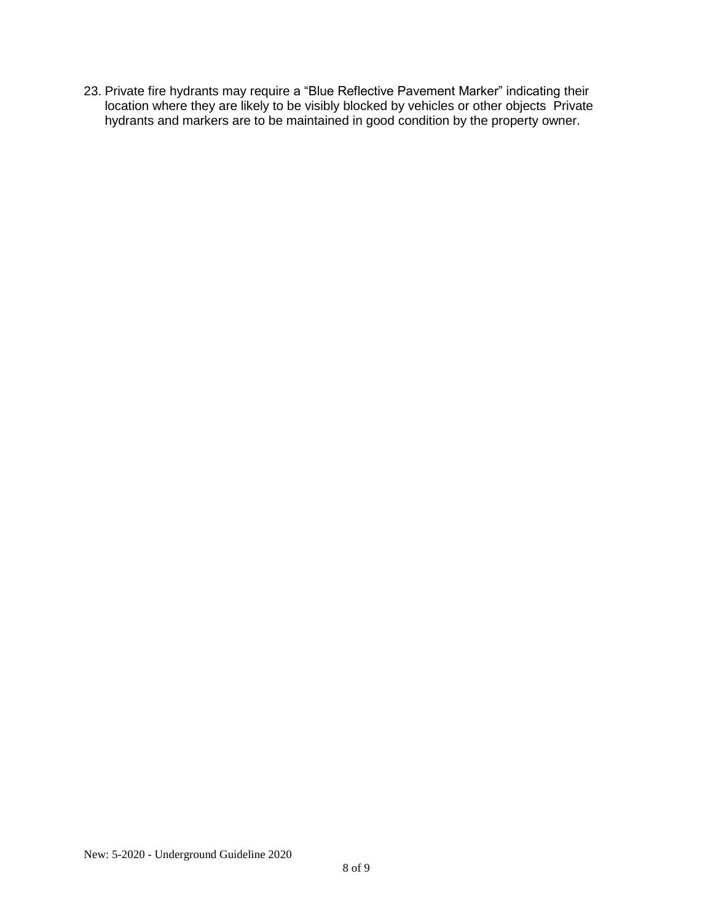23. Private fire hydrants may require a "Blue Reflective Pavement Marker" indicating their location where they are likely to be visibly blocked by vehicles or other objects  Private hydrants and markers are to be maintained in good condition by the property owner.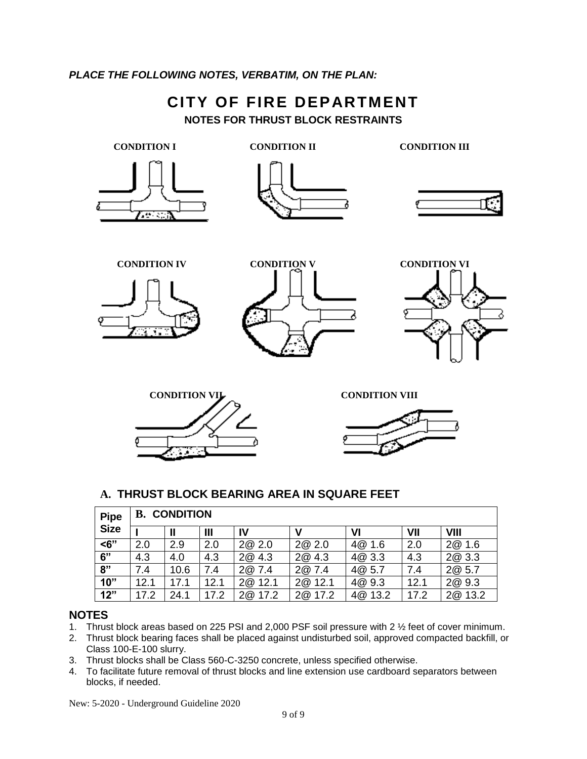***PLACE THE FOLLOWING NOTES, VERBATIM, ON THE PLAN:***

# CITY OF FIRE DEPARTMENT

## NOTES FOR THRUST BLOCK RESTRAINTS

CONDITION I

CONDITION II

CONDITION III

CONDITION IV

CONDITION V

CONDITION VI

CONDITION VII

CONDITION VIII

### A. THRUST BLOCK BEARING AREA IN SQUARE FEET

| Pipe Size | B. CONDITION | | | | | | | |
|---|---|---|---|---|---|---|---|---|
| | I | II | III | IV | V | VI | VII | VIII |
| <6" | 2.0 | 2.9 | 2.0 | 2@ 2.0 | 2@ 2.0 | 4@ 1.6 | 2.0 | 2@ 1.6 |
| 6" | 4.3 | 4.0 | 4.3 | 2@ 4.3 | 2@ 4.3 | 4@ 3.3 | 4.3 | 2@ 3.3 |
| 8" | 7.4 | 10.6 | 7.4 | 2@ 7.4 | 2@ 7.4 | 4@ 5.7 | 7.4 | 2@ 5.7 |
| 10" | 12.1 | 17.1 | 12.1 | 2@ 12.1 | 2@ 12.1 | 4@ 9.3 | 12.1 | 2@ 9.3 |
| 12" | 17.2 | 24.1 | 17.2 | 2@ 17.2 | 2@ 17.2 | 4@ 13.2 | 17.2 | 2@ 13.2 |

### NOTES

1. Thrust block areas based on 225 PSI and 2,000 PSF soil pressure with 2 ½ feet of cover minimum.
2. Thrust block bearing faces shall be placed against undisturbed soil, approved compacted backfill, or Class 100-E-100 slurry.
3. Thrust blocks shall be Class 560-C-3250 concrete, unless specified otherwise.
4. To facilitate future removal of thrust blocks and line extension use cardboard separators between blocks, if needed.

New: 5-2020 - Underground Guideline 2020